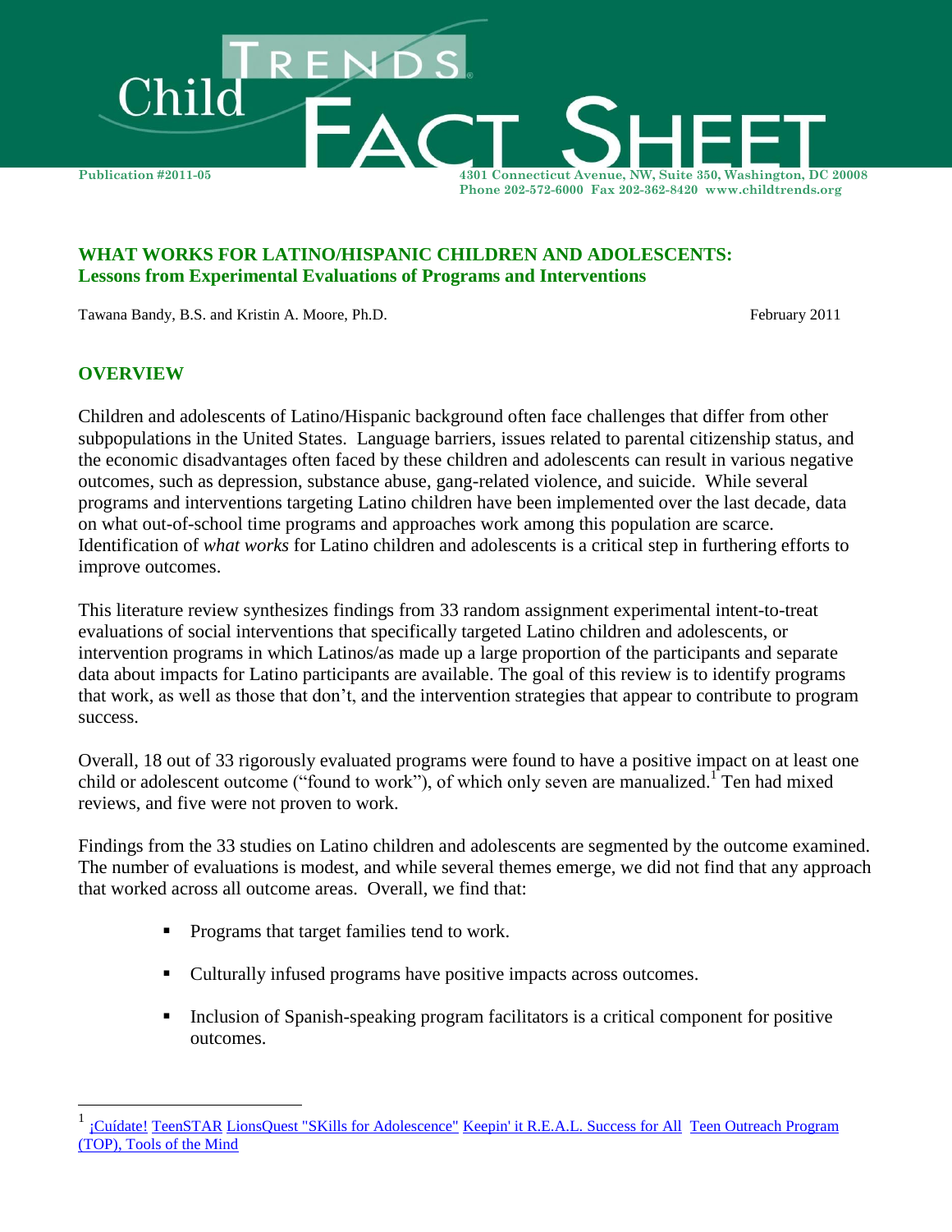# Child Trends FACT SHEET

Publication #2011-05

4301 Connecticut Avenue, NW, Suite 350, Washington, DC 20008
Phone 202-572-6000 Fax 202-362-8420 www.childtrends.org

## WHAT WORKS FOR LATINO/HISPANIC CHILDREN AND ADOLESCENTS: Lessons from Experimental Evaluations of Programs and Interventions

Tawana Bandy, B.S. and Kristin A. Moore, Ph.D.

February 2011

## OVERVIEW

Children and adolescents of Latino/Hispanic background often face challenges that differ from other subpopulations in the United States. Language barriers, issues related to parental citizenship status, and the economic disadvantages often faced by these children and adolescents can result in various negative outcomes, such as depression, substance abuse, gang-related violence, and suicide. While several programs and interventions targeting Latino children have been implemented over the last decade, data on what out-of-school time programs and approaches work among this population are scarce. Identification of *what works* for Latino children and adolescents is a critical step in furthering efforts to improve outcomes.

This literature review synthesizes findings from 33 random assignment experimental intent-to-treat evaluations of social interventions that specifically targeted Latino children and adolescents, or intervention programs in which Latinos/as made up a large proportion of the participants and separate data about impacts for Latino participants are available. The goal of this review is to identify programs that work, as well as those that don't, and the intervention strategies that appear to contribute to program success.

Overall, 18 out of 33 rigorously evaluated programs were found to have a positive impact on at least one child or adolescent outcome ("found to work"), of which only seven are manualized.[1] Ten had mixed reviews, and five were not proven to work.

Findings from the 33 studies on Latino children and adolescents are segmented by the outcome examined. The number of evaluations is modest, and while several themes emerge, we did not find that any approach that worked across all outcome areas. Overall, we find that:

- Programs that target families tend to work.
- Culturally infused programs have positive impacts across outcomes.
- Inclusion of Spanish-speaking program facilitators is a critical component for positive outcomes.

---

[1] ¡Cuídate! TeenSTAR LionsQuest "SKills for Adolescence" Keepin' it R.E.A.L. Success for All Teen Outreach Program (TOP), Tools of the Mind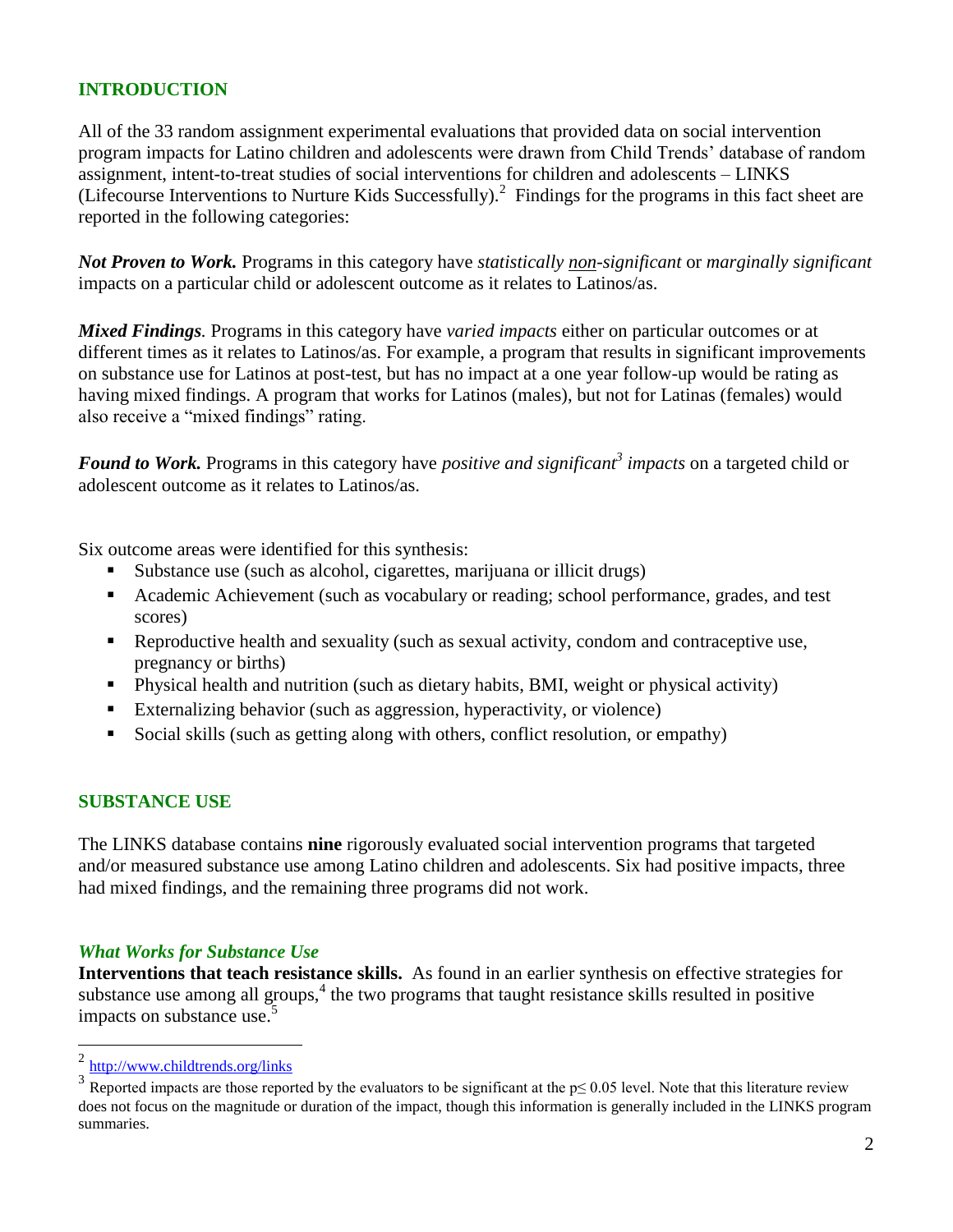## INTRODUCTION

All of the 33 random assignment experimental evaluations that provided data on social intervention program impacts for Latino children and adolescents were drawn from Child Trends' database of random assignment, intent-to-treat studies of social interventions for children and adolescents – LINKS (Lifecourse Interventions to Nurture Kids Successfully).[2] Findings for the programs in this fact sheet are reported in the following categories:

***Not Proven to Work.*** Programs in this category have *statistically non-significant* or *marginally significant* impacts on a particular child or adolescent outcome as it relates to Latinos/as.

***Mixed Findings.*** Programs in this category have *varied impacts* either on particular outcomes or at different times as it relates to Latinos/as. For example, a program that results in significant improvements on substance use for Latinos at post-test, but has no impact at a one year follow-up would be rating as having mixed findings. A program that works for Latinos (males), but not for Latinas (females) would also receive a "mixed findings" rating.

***Found to Work.*** Programs in this category have *positive and significant*[3] *impacts* on a targeted child or adolescent outcome as it relates to Latinos/as.

Six outcome areas were identified for this synthesis:

- Substance use (such as alcohol, cigarettes, marijuana or illicit drugs)
- Academic Achievement (such as vocabulary or reading; school performance, grades, and test scores)
- Reproductive health and sexuality (such as sexual activity, condom and contraceptive use, pregnancy or births)
- Physical health and nutrition (such as dietary habits, BMI, weight or physical activity)
- Externalizing behavior (such as aggression, hyperactivity, or violence)
- Social skills (such as getting along with others, conflict resolution, or empathy)

## SUBSTANCE USE

The LINKS database contains **nine** rigorously evaluated social intervention programs that targeted and/or measured substance use among Latino children and adolescents. Six had positive impacts, three had mixed findings, and the remaining three programs did not work.

### *What Works for Substance Use*

**Interventions that teach resistance skills.** As found in an earlier synthesis on effective strategies for substance use among all groups,[4] the two programs that taught resistance skills resulted in positive impacts on substance use.[5]

---

[2] http://www.childtrends.org/links

[3] Reported impacts are those reported by the evaluators to be significant at the $p \leq 0.05$ level. Note that this literature review does not focus on the magnitude or duration of the impact, though this information is generally included in the LINKS program summaries.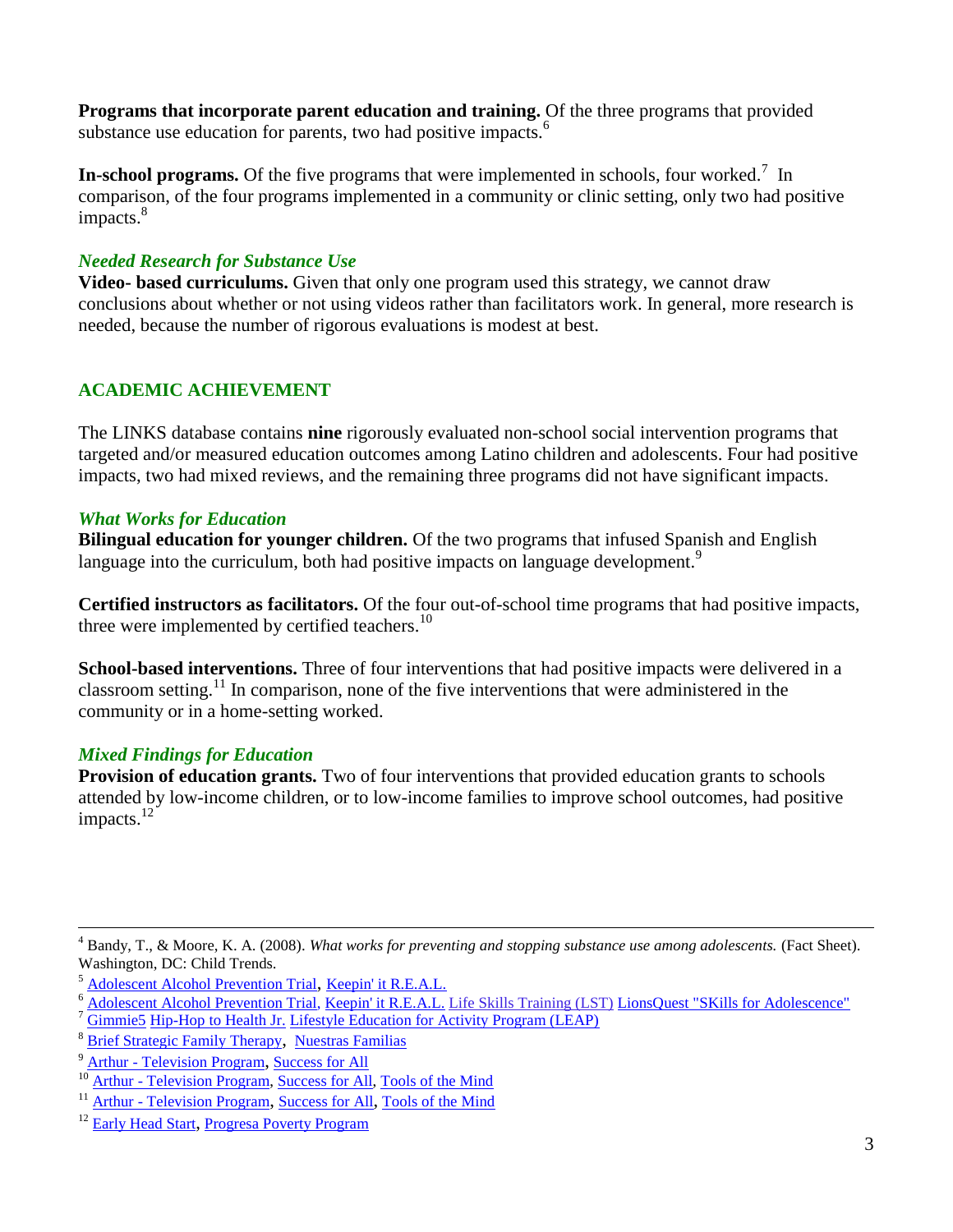**Programs that incorporate parent education and training.** Of the three programs that provided substance use education for parents, two had positive impacts.[6]

**In-school programs.** Of the five programs that were implemented in schools, four worked.[7] In comparison, of the four programs implemented in a community or clinic setting, only two had positive impacts.[8]

### *Needed Research for Substance Use*

**Video- based curriculums.** Given that only one program used this strategy, we cannot draw conclusions about whether or not using videos rather than facilitators work. In general, more research is needed, because the number of rigorous evaluations is modest at best.

## ACADEMIC ACHIEVEMENT

The LINKS database contains **nine** rigorously evaluated non-school social intervention programs that targeted and/or measured education outcomes among Latino children and adolescents. Four had positive impacts, two had mixed reviews, and the remaining three programs did not have significant impacts.

### *What Works for Education*

**Bilingual education for younger children.** Of the two programs that infused Spanish and English language into the curriculum, both had positive impacts on language development.[9]

**Certified instructors as facilitators.** Of the four out-of-school time programs that had positive impacts, three were implemented by certified teachers.[10]

**School-based interventions.** Three of four interventions that had positive impacts were delivered in a classroom setting.[11] In comparison, none of the five interventions that were administered in the community or in a home-setting worked.

### *Mixed Findings for Education*

**Provision of education grants.** Two of four interventions that provided education grants to schools attended by low-income children, or to low-income families to improve school outcomes, had positive impacts.[12]

---

[4] Bandy, T., & Moore, K. A. (2008). *What works for preventing and stopping substance use among adolescents.* (Fact Sheet). Washington, DC: Child Trends.

[5] Adolescent Alcohol Prevention Trial, Keepin' it R.E.A.L.

[6] Adolescent Alcohol Prevention Trial, Keepin' it R.E.A.L. Life Skills Training (LST) LionsQuest "SKills for Adolescence"

[7] Gimmie5 Hip-Hop to Health Jr. Lifestyle Education for Activity Program (LEAP)

[8] Brief Strategic Family Therapy, Nuestras Familias

[9] Arthur - Television Program, Success for All

[10] Arthur - Television Program, Success for All, Tools of the Mind

[11] Arthur - Television Program, Success for All, Tools of the Mind

[12] Early Head Start, Progresa Poverty Program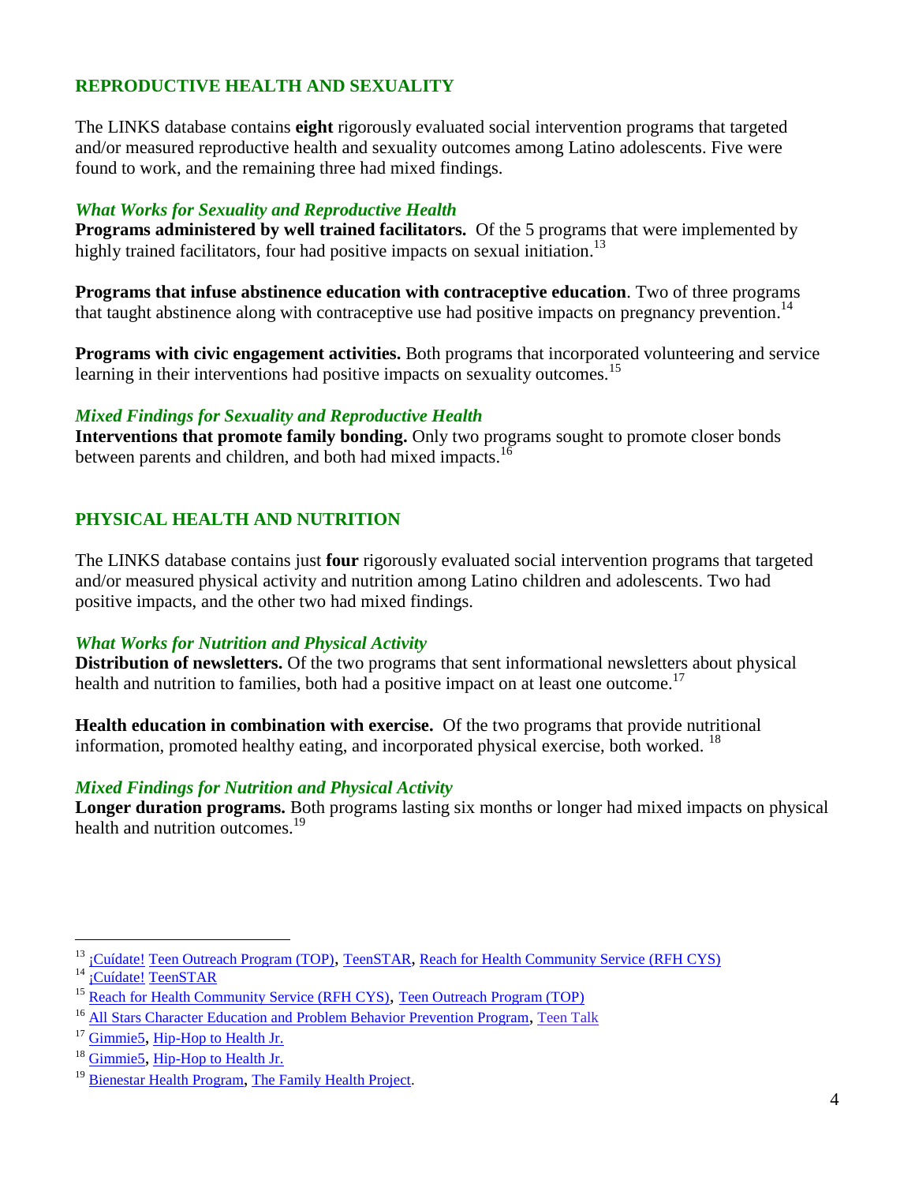## REPRODUCTIVE HEALTH AND SEXUALITY

The LINKS database contains **eight** rigorously evaluated social intervention programs that targeted and/or measured reproductive health and sexuality outcomes among Latino adolescents. Five were found to work, and the remaining three had mixed findings.

### *What Works for Sexuality and Reproductive Health*

**Programs administered by well trained facilitators.** Of the 5 programs that were implemented by highly trained facilitators, four had positive impacts on sexual initiation.[13]

**Programs that infuse abstinence education with contraceptive education**. Two of three programs that taught abstinence along with contraceptive use had positive impacts on pregnancy prevention.[14]

**Programs with civic engagement activities.** Both programs that incorporated volunteering and service learning in their interventions had positive impacts on sexuality outcomes.[15]

### *Mixed Findings for Sexuality and Reproductive Health*

**Interventions that promote family bonding.** Only two programs sought to promote closer bonds between parents and children, and both had mixed impacts.[16]

## PHYSICAL HEALTH AND NUTRITION

The LINKS database contains just **four** rigorously evaluated social intervention programs that targeted and/or measured physical activity and nutrition among Latino children and adolescents. Two had positive impacts, and the other two had mixed findings.

### *What Works for Nutrition and Physical Activity*

**Distribution of newsletters.** Of the two programs that sent informational newsletters about physical health and nutrition to families, both had a positive impact on at least one outcome.[17]

**Health education in combination with exercise.** Of the two programs that provide nutritional information, promoted healthy eating, and incorporated physical exercise, both worked. [18]

### *Mixed Findings for Nutrition and Physical Activity*

**Longer duration programs.** Both programs lasting six months or longer had mixed impacts on physical health and nutrition outcomes.[19]

---

[13] ¡Cuídate! Teen Outreach Program (TOP), TeenSTAR, Reach for Health Community Service (RFH CYS)

[14] ¡Cuídate! TeenSTAR

[15] Reach for Health Community Service (RFH CYS), Teen Outreach Program (TOP)

[16] All Stars Character Education and Problem Behavior Prevention Program, Teen Talk

[17] Gimmie5, Hip-Hop to Health Jr.

[18] Gimmie5, Hip-Hop to Health Jr.

[19] Bienestar Health Program, The Family Health Project.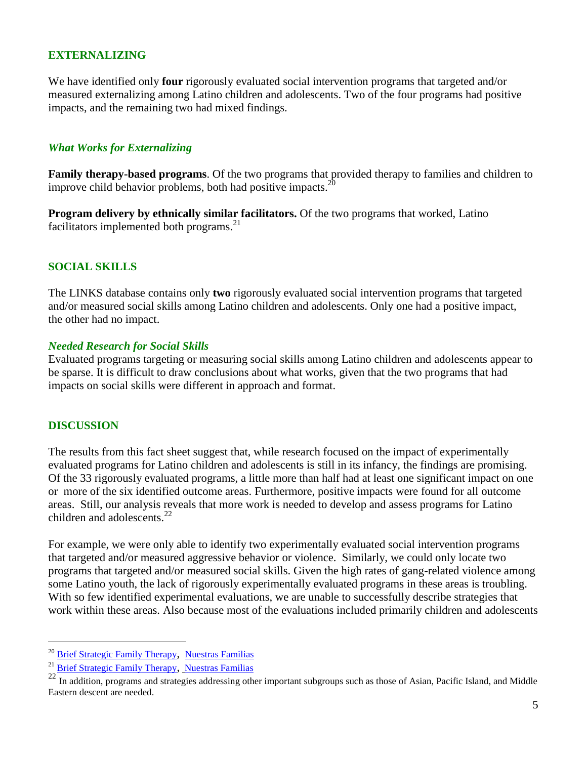## EXTERNALIZING

We have identified only **four** rigorously evaluated social intervention programs that targeted and/or measured externalizing among Latino children and adolescents. Two of the four programs had positive impacts, and the remaining two had mixed findings.

### *What Works for Externalizing*

**Family therapy-based programs**. Of the two programs that provided therapy to families and children to improve child behavior problems, both had positive impacts.[20]

**Program delivery by ethnically similar facilitators.** Of the two programs that worked, Latino facilitators implemented both programs.[21]

## SOCIAL SKILLS

The LINKS database contains only **two** rigorously evaluated social intervention programs that targeted and/or measured social skills among Latino children and adolescents. Only one had a positive impact, the other had no impact.

### *Needed Research for Social Skills*

Evaluated programs targeting or measuring social skills among Latino children and adolescents appear to be sparse. It is difficult to draw conclusions about what works, given that the two programs that had impacts on social skills were different in approach and format.

## DISCUSSION

The results from this fact sheet suggest that, while research focused on the impact of experimentally evaluated programs for Latino children and adolescents is still in its infancy, the findings are promising. Of the 33 rigorously evaluated programs, a little more than half had at least one significant impact on one or more of the six identified outcome areas. Furthermore, positive impacts were found for all outcome areas. Still, our analysis reveals that more work is needed to develop and assess programs for Latino children and adolescents.[22]

For example, we were only able to identify two experimentally evaluated social intervention programs that targeted and/or measured aggressive behavior or violence. Similarly, we could only locate two programs that targeted and/or measured social skills. Given the high rates of gang-related violence among some Latino youth, the lack of rigorously experimentally evaluated programs in these areas is troubling. With so few identified experimental evaluations, we are unable to successfully describe strategies that work within these areas. Also because most of the evaluations included primarily children and adolescents

---

[20] Brief Strategic Family Therapy, Nuestras Familias

[21] Brief Strategic Family Therapy, Nuestras Familias

[22] In addition, programs and strategies addressing other important subgroups such as those of Asian, Pacific Island, and Middle Eastern descent are needed.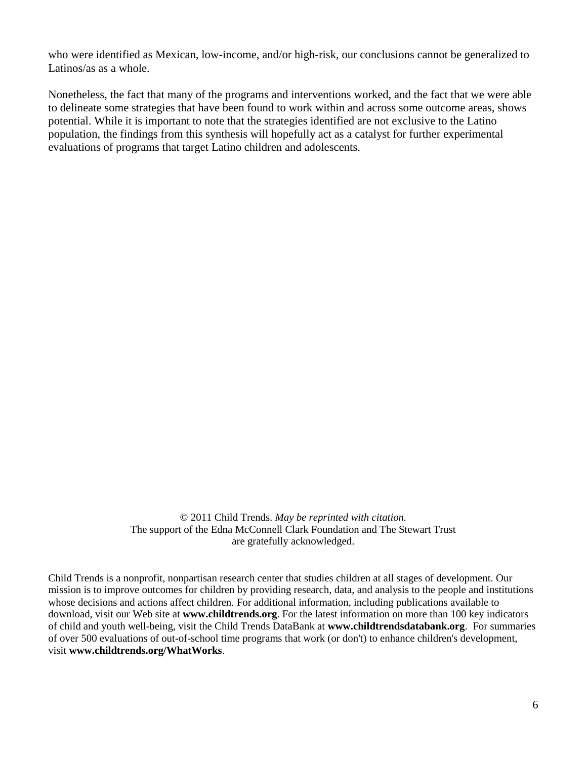who were identified as Mexican, low-income, and/or high-risk, our conclusions cannot be generalized to Latinos/as as a whole.

Nonetheless, the fact that many of the programs and interventions worked, and the fact that we were able to delineate some strategies that have been found to work within and across some outcome areas, shows potential. While it is important to note that the strategies identified are not exclusive to the Latino population, the findings from this synthesis will hopefully act as a catalyst for further experimental evaluations of programs that target Latino children and adolescents.

© 2011 Child Trends. *May be reprinted with citation.*
The support of the Edna McConnell Clark Foundation and The Stewart Trust are gratefully acknowledged.

Child Trends is a nonprofit, nonpartisan research center that studies children at all stages of development. Our mission is to improve outcomes for children by providing research, data, and analysis to the people and institutions whose decisions and actions affect children. For additional information, including publications available to download, visit our Web site at **www.childtrends.org**. For the latest information on more than 100 key indicators of child and youth well-being, visit the Child Trends DataBank at **www.childtrendsdatabank.org**. For summaries of over 500 evaluations of out-of-school time programs that work (or don't) to enhance children's development, visit **www.childtrends.org/WhatWorks**.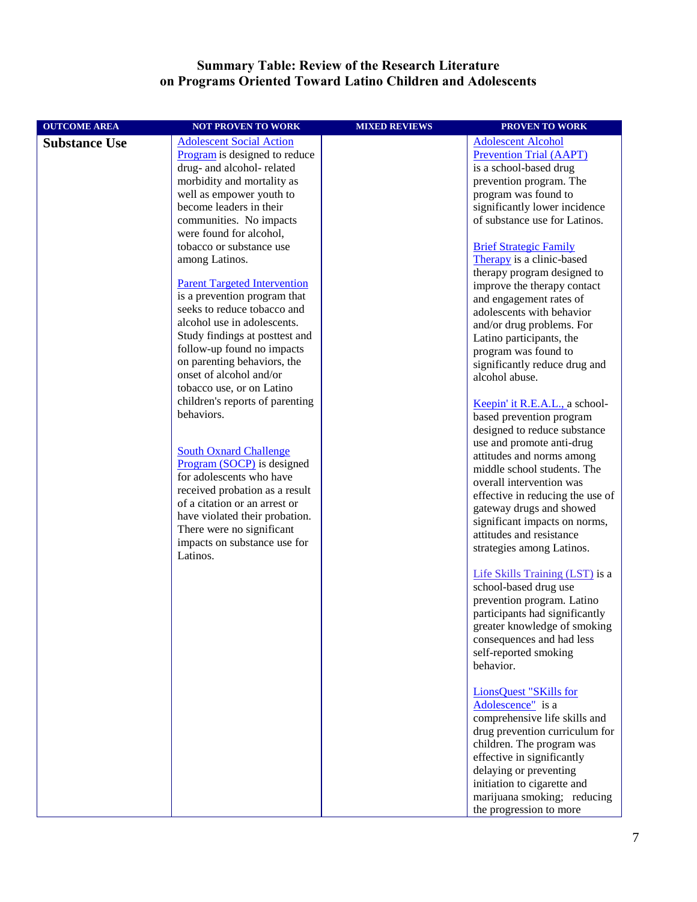## Summary Table: Review of the Research Literature on Programs Oriented Toward Latino Children and Adolescents

| OUTCOME AREA | NOT PROVEN TO WORK | MIXED REVIEWS | PROVEN TO WORK |
|---|---|---|---|
| **Substance Use** | Adolescent Social Action Program is designed to reduce drug- and alcohol- related morbidity and mortality as well as empower youth to become leaders in their communities. No impacts were found for alcohol, tobacco or substance use among Latinos.<br><br>Parent Targeted Intervention is a prevention program that seeks to reduce tobacco and alcohol use in adolescents. Study findings at posttest and follow-up found no impacts on parenting behaviors, the onset of alcohol and/or tobacco use, or on Latino children's reports of parenting behaviors.<br><br>South Oxnard Challenge Program (SOCP) is designed for adolescents who have received probation as a result of a citation or an arrest or have violated their probation. There were no significant impacts on substance use for Latinos. | | Adolescent Alcohol Prevention Trial (AAPT) is a school-based drug prevention program. The program was found to significantly lower incidence of substance use for Latinos.<br><br>Brief Strategic Family Therapy is a clinic-based therapy program designed to improve the therapy contact and engagement rates of adolescents with behavior and/or drug problems. For Latino participants, the program was found to significantly reduce drug and alcohol abuse.<br><br>Keepin' it R.E.A.L., a school-based prevention program designed to reduce substance use and promote anti-drug attitudes and norms among middle school students. The overall intervention was effective in reducing the use of gateway drugs and showed significant impacts on norms, attitudes and resistance strategies among Latinos.<br><br>Life Skills Training (LST) is a school-based drug use prevention program. Latino participants had significantly greater knowledge of smoking consequences and had less self-reported smoking behavior.<br><br>LionsQuest "SKills for Adolescence" is a comprehensive life skills and drug prevention curriculum for children. The program was effective in significantly delaying or preventing initiation to cigarette and marijuana smoking; reducing the progression to more |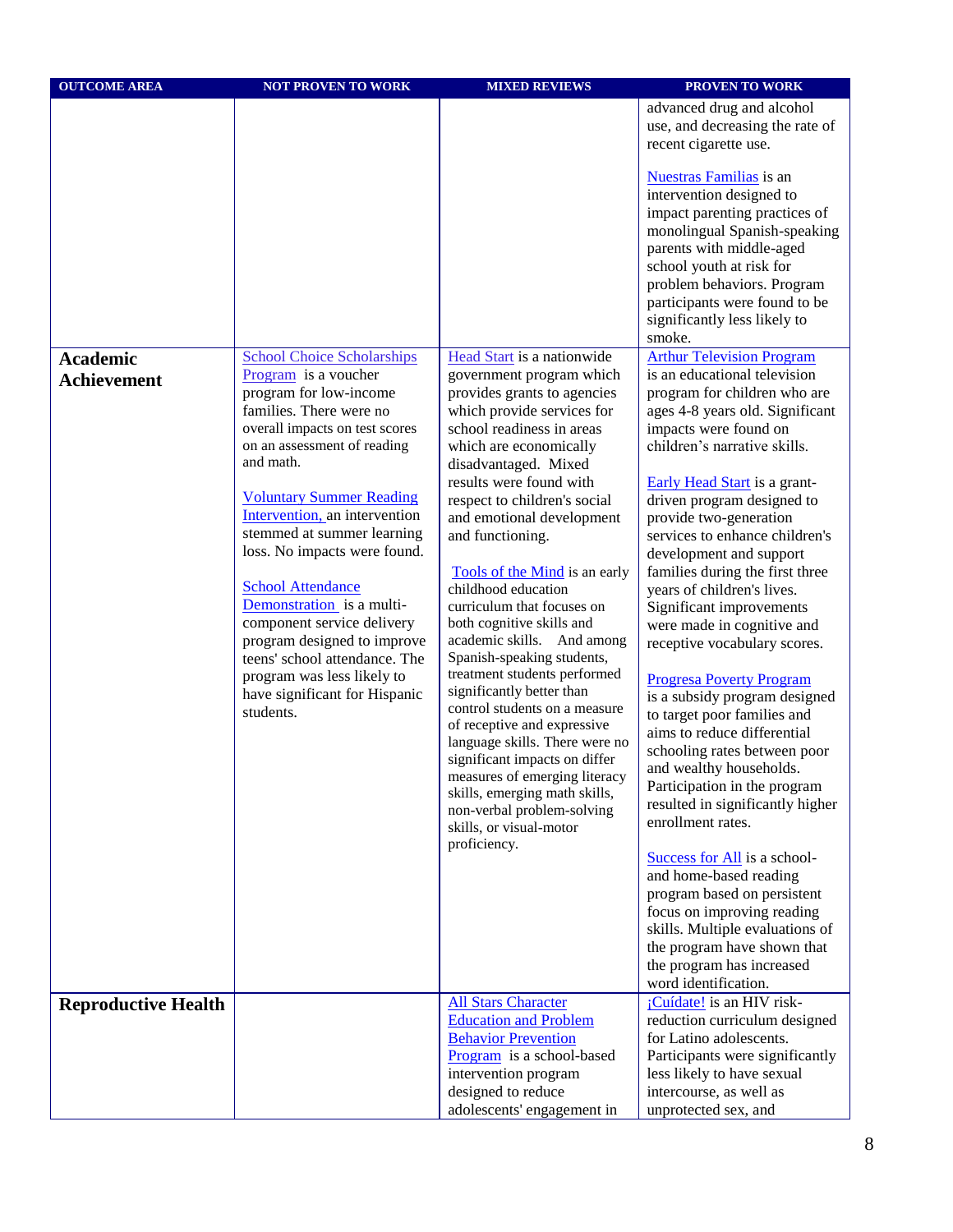| OUTCOME AREA | NOT PROVEN TO WORK | MIXED REVIEWS | PROVEN TO WORK |
|---|---|---|---|
| | | | advanced drug and alcohol use, and decreasing the rate of recent cigarette use.<br><br>Nuestras Familias is an intervention designed to impact parenting practices of monolingual Spanish-speaking parents with middle-aged school youth at risk for problem behaviors. Program participants were found to be significantly less likely to smoke. |
| **Academic Achievement** | School Choice Scholarships Program is a voucher program for low-income families. There were no overall impacts on test scores on an assessment of reading and math.<br><br>Voluntary Summer Reading Intervention, an intervention stemmed at summer learning loss. No impacts were found.<br><br>School Attendance Demonstration is a multi-component service delivery program designed to improve teens' school attendance. The program was less likely to have significant for Hispanic students. | Head Start is a nationwide government program which provides grants to agencies which provide services for school readiness in areas which are economically disadvantaged. Mixed results were found with respect to children's social and emotional development and functioning.<br><br>Tools of the Mind is an early childhood education curriculum that focuses on both cognitive skills and academic skills. And among Spanish-speaking students, treatment students performed significantly better than control students on a measure of receptive and expressive language skills. There were no significant impacts on differ measures of emerging literacy skills, emerging math skills, non-verbal problem-solving skills, or visual-motor proficiency. | Arthur Television Program is an educational television program for children who are ages 4-8 years old. Significant impacts were found on children's narrative skills.<br><br>Early Head Start is a grant-driven program designed to provide two-generation services to enhance children's development and support families during the first three years of children's lives. Significant improvements were made in cognitive and receptive vocabulary scores.<br><br>Progresa Poverty Program is a subsidy program designed to target poor families and aims to reduce differential schooling rates between poor and wealthy households. Participation in the program resulted in significantly higher enrollment rates.<br><br>Success for All is a school- and home-based reading program based on persistent focus on improving reading skills. Multiple evaluations of the program have shown that the program has increased word identification. |
| **Reproductive Health** | | All Stars Character Education and Problem Behavior Prevention Program is a school-based intervention program designed to reduce adolescents' engagement in | ¡Cuídate! is an HIV risk-reduction curriculum designed for Latino adolescents. Participants were significantly less likely to have sexual intercourse, as well as unprotected sex, and |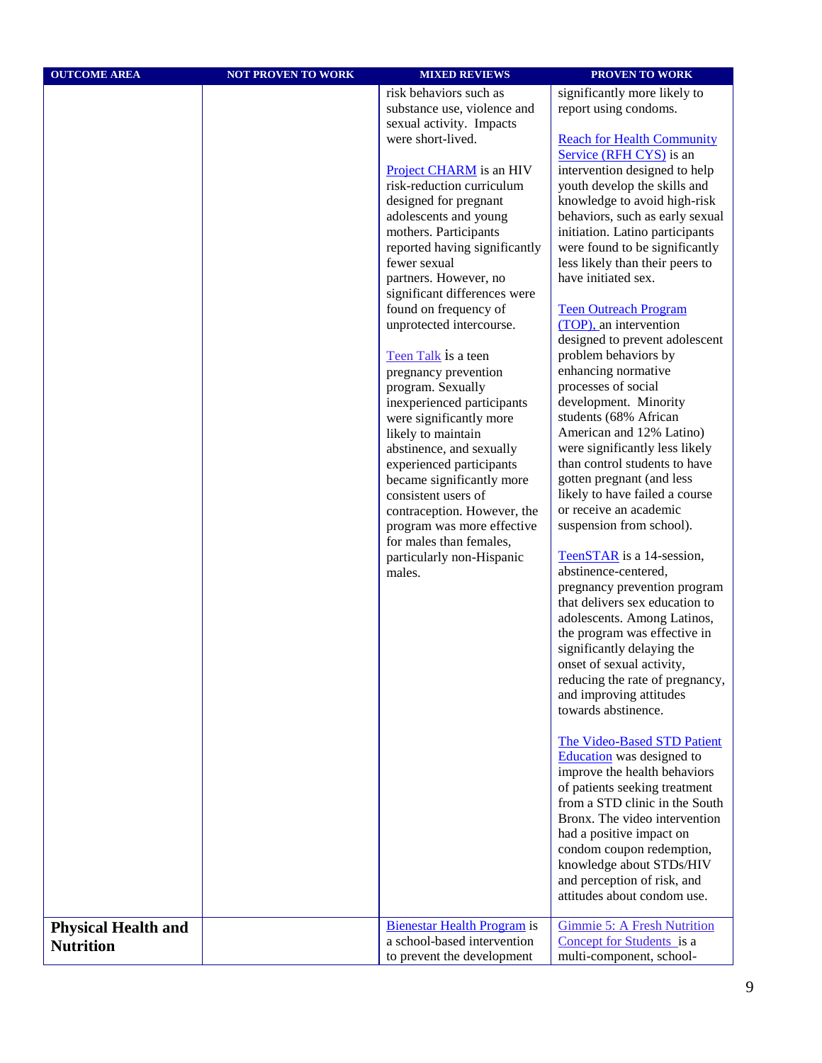| OUTCOME AREA | NOT PROVEN TO WORK | MIXED REVIEWS | PROVEN TO WORK |
|---|---|---|---|
| | | risk behaviors such as substance use, violence and sexual activity. Impacts were short-lived.<br><br>Project CHARM is an HIV risk-reduction curriculum designed for pregnant adolescents and young mothers. Participants reported having significantly fewer sexual partners. However, no significant differences were found on frequency of unprotected intercourse.<br><br>Teen Talk is a teen pregnancy prevention program. Sexually inexperienced participants were significantly more likely to maintain abstinence, and sexually experienced participants became significantly more consistent users of contraception. However, the program was more effective for males than females, particularly non-Hispanic males. | significantly more likely to report using condoms.<br><br>Reach for Health Community Service (RFH CYS) is an intervention designed to help youth develop the skills and knowledge to avoid high-risk behaviors, such as early sexual initiation. Latino participants were found to be significantly less likely than their peers to have initiated sex.<br><br>Teen Outreach Program (TOP), an intervention designed to prevent adolescent problem behaviors by enhancing normative processes of social development. Minority students (68% African American and 12% Latino) were significantly less likely than control students to have gotten pregnant (and less likely to have failed a course or receive an academic suspension from school).<br><br>TeenSTAR is a 14-session, abstinence-centered, pregnancy prevention program that delivers sex education to adolescents. Among Latinos, the program was effective in significantly delaying the onset of sexual activity, reducing the rate of pregnancy, and improving attitudes towards abstinence.<br><br>The Video-Based STD Patient Education was designed to improve the health behaviors of patients seeking treatment from a STD clinic in the South Bronx. The video intervention had a positive impact on condom coupon redemption, knowledge about STDs/HIV and perception of risk, and attitudes about condom use. |
| **Physical Health and Nutrition** | | Bienestar Health Program is a school-based intervention to prevent the development | Gimmie 5: A Fresh Nutrition Concept for Students is a multi-component, school- |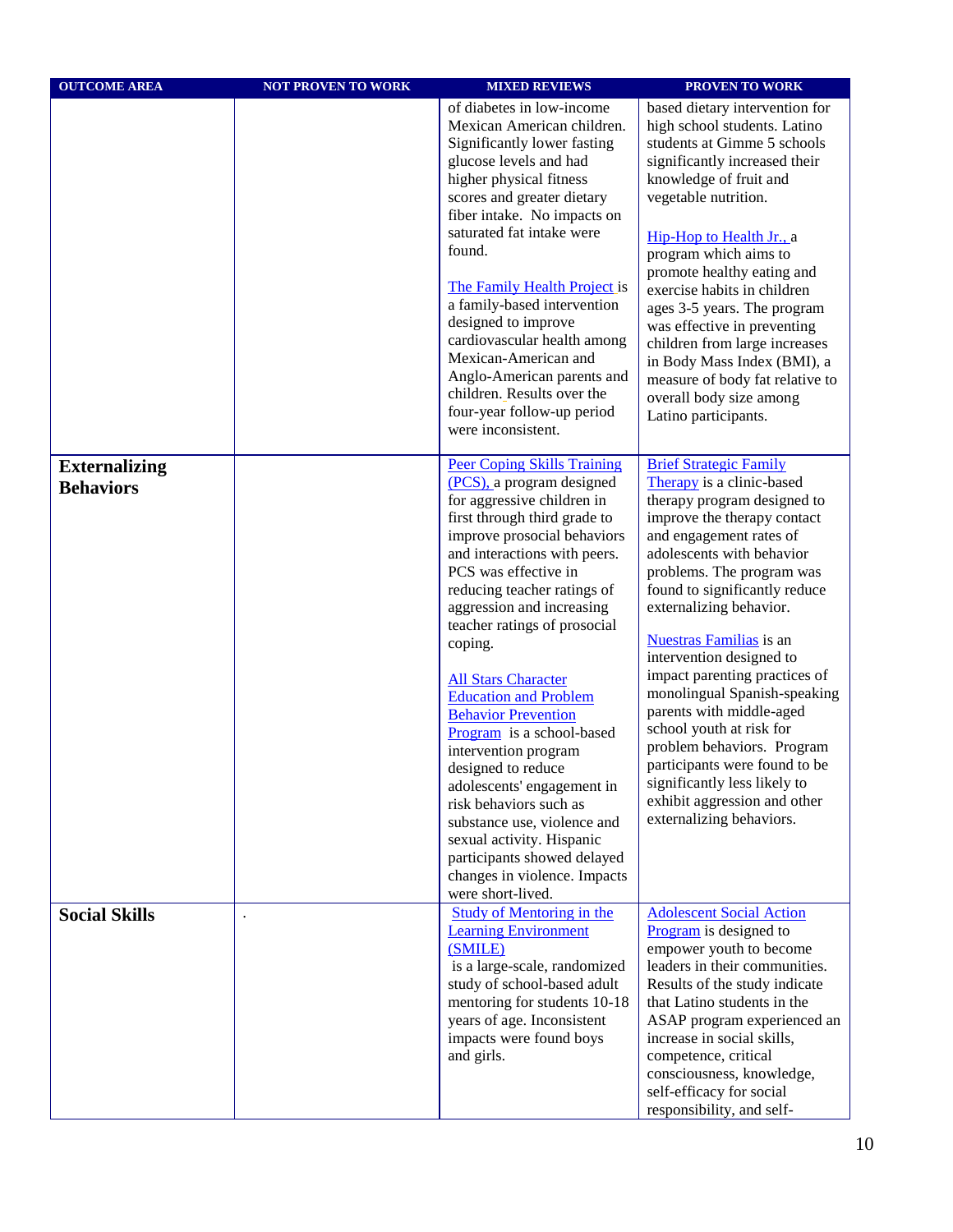| OUTCOME AREA | NOT PROVEN TO WORK | MIXED REVIEWS | PROVEN TO WORK |
|---|---|---|---|
| | | of diabetes in low-income Mexican American children. Significantly lower fasting glucose levels and had higher physical fitness scores and greater dietary fiber intake. No impacts on saturated fat intake were found.<br><br>The Family Health Project is a family-based intervention designed to improve cardiovascular health among Mexican-American and Anglo-American parents and children. Results over the four-year follow-up period were inconsistent. | based dietary intervention for high school students. Latino students at Gimme 5 schools significantly increased their knowledge of fruit and vegetable nutrition.<br><br>Hip-Hop to Health Jr., a program which aims to promote healthy eating and exercise habits in children ages 3-5 years. The program was effective in preventing children from large increases in Body Mass Index (BMI), a measure of body fat relative to overall body size among Latino participants. |
| **Externalizing Behaviors** | | Peer Coping Skills Training (PCS), a program designed for aggressive children in first through third grade to improve prosocial behaviors and interactions with peers. PCS was effective in reducing teacher ratings of aggression and increasing teacher ratings of prosocial coping.<br><br>All Stars Character Education and Problem Behavior Prevention Program is a school-based intervention program designed to reduce adolescents' engagement in risk behaviors such as substance use, violence and sexual activity. Hispanic participants showed delayed changes in violence. Impacts were short-lived. | Brief Strategic Family Therapy is a clinic-based therapy program designed to improve the therapy contact and engagement rates of adolescents with behavior problems. The program was found to significantly reduce externalizing behavior.<br><br>Nuestras Familias is an intervention designed to impact parenting practices of monolingual Spanish-speaking parents with middle-aged school youth at risk for problem behaviors. Program participants were found to be significantly less likely to exhibit aggression and other externalizing behaviors. |
| **Social Skills** | . | Study of Mentoring in the Learning Environment (SMILE) is a large-scale, randomized study of school-based adult mentoring for students 10-18 years of age. Inconsistent impacts were found boys and girls. | Adolescent Social Action Program is designed to empower youth to become leaders in their communities. Results of the study indicate that Latino students in the ASAP program experienced an increase in social skills, competence, critical consciousness, knowledge, self-efficacy for social responsibility, and self- |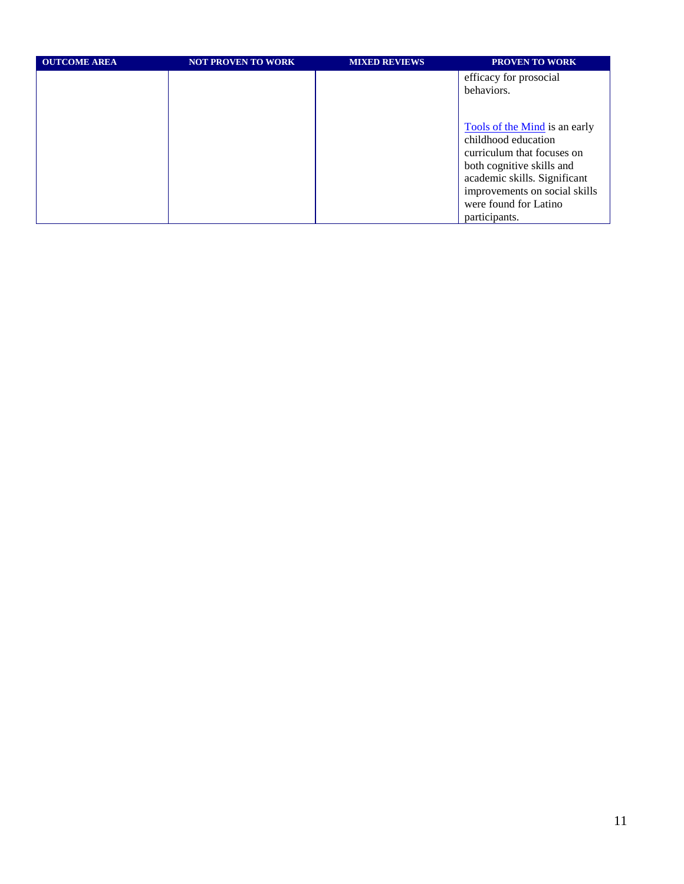| OUTCOME AREA | NOT PROVEN TO WORK | MIXED REVIEWS | PROVEN TO WORK |
|---|---|---|---|
| | | | efficacy for prosocial behaviors.<br><br>Tools of the Mind is an early childhood education curriculum that focuses on both cognitive skills and academic skills. Significant improvements on social skills were found for Latino participants. |